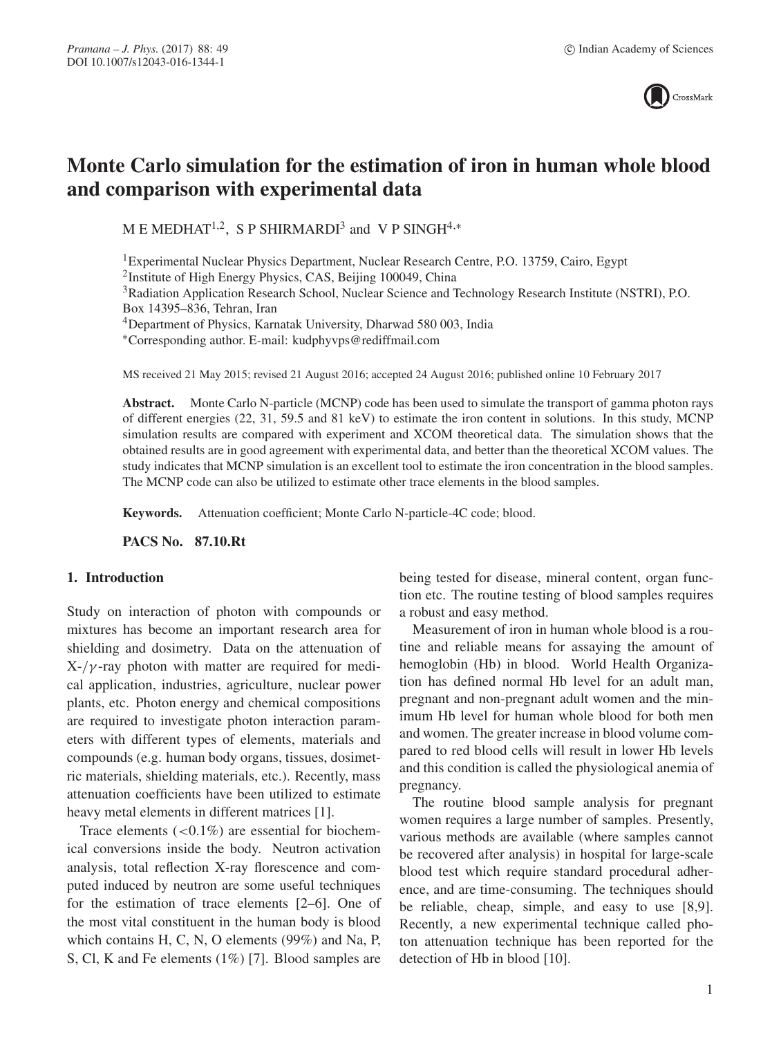# Monte Carlo simulation for the estimation of iron in human whole blood and comparison with experimental data

M E MEDHAT[1,2], S P SHIRMARDI[3] and V P SINGH[4,*]

[1]Experimental Nuclear Physics Department, Nuclear Research Centre, P.O. 13759, Cairo, Egypt
[2]Institute of High Energy Physics, CAS, Beijing 100049, China
[3]Radiation Application Research School, Nuclear Science and Technology Research Institute (NSTRI), P.O. Box 14395–836, Tehran, Iran
[4]Department of Physics, Karnatak University, Dharwad 580 003, India
[*]Corresponding author. E-mail: kudphyvps@rediffmail.com

MS received 21 May 2015; revised 21 August 2016; accepted 24 August 2016; published online 10 February 2017

**Abstract.** Monte Carlo N-particle (MCNP) code has been used to simulate the transport of gamma photon rays of different energies (22, 31, 59.5 and 81 keV) to estimate the iron content in solutions. In this study, MCNP simulation results are compared with experiment and XCOM theoretical data. The simulation shows that the obtained results are in good agreement with experimental data, and better than the theoretical XCOM values. The study indicates that MCNP simulation is an excellent tool to estimate the iron concentration in the blood samples. The MCNP code can also be utilized to estimate other trace elements in the blood samples.

**Keywords.** Attenuation coefficient; Monte Carlo N-particle-4C code; blood.

**PACS No.** 87.10.Rt

## 1. Introduction

Study on interaction of photon with compounds or mixtures has become an important research area for shielding and dosimetry. Data on the attenuation of X-/$\gamma$-ray photon with matter are required for medical application, industries, agriculture, nuclear power plants, etc. Photon energy and chemical compositions are required to investigate photon interaction parameters with different types of elements, materials and compounds (e.g. human body organs, tissues, dosimetric materials, shielding materials, etc.). Recently, mass attenuation coefficients have been utilized to estimate heavy metal elements in different matrices [1].

Trace elements ($<0.1\%$) are essential for biochemical conversions inside the body. Neutron activation analysis, total reflection X-ray florescence and computed induced by neutron are some useful techniques for the estimation of trace elements [2–6]. One of the most vital constituent in the human body is blood which contains H, C, N, O elements (99%) and Na, P, S, Cl, K and Fe elements (1%) [7]. Blood samples are being tested for disease, mineral content, organ function etc. The routine testing of blood samples requires a robust and easy method.

Measurement of iron in human whole blood is a routine and reliable means for assaying the amount of hemoglobin (Hb) in blood. World Health Organization has defined normal Hb level for an adult man, pregnant and non-pregnant adult women and the minimum Hb level for human whole blood for both men and women. The greater increase in blood volume compared to red blood cells will result in lower Hb levels and this condition is called the physiological anemia of pregnancy.

The routine blood sample analysis for pregnant women requires a large number of samples. Presently, various methods are available (where samples cannot be recovered after analysis) in hospital for large-scale blood test which require standard procedural adherence, and are time-consuming. The techniques should be reliable, cheap, simple, and easy to use [8,9]. Recently, a new experimental technique called photon attenuation technique has been reported for the detection of Hb in blood [10].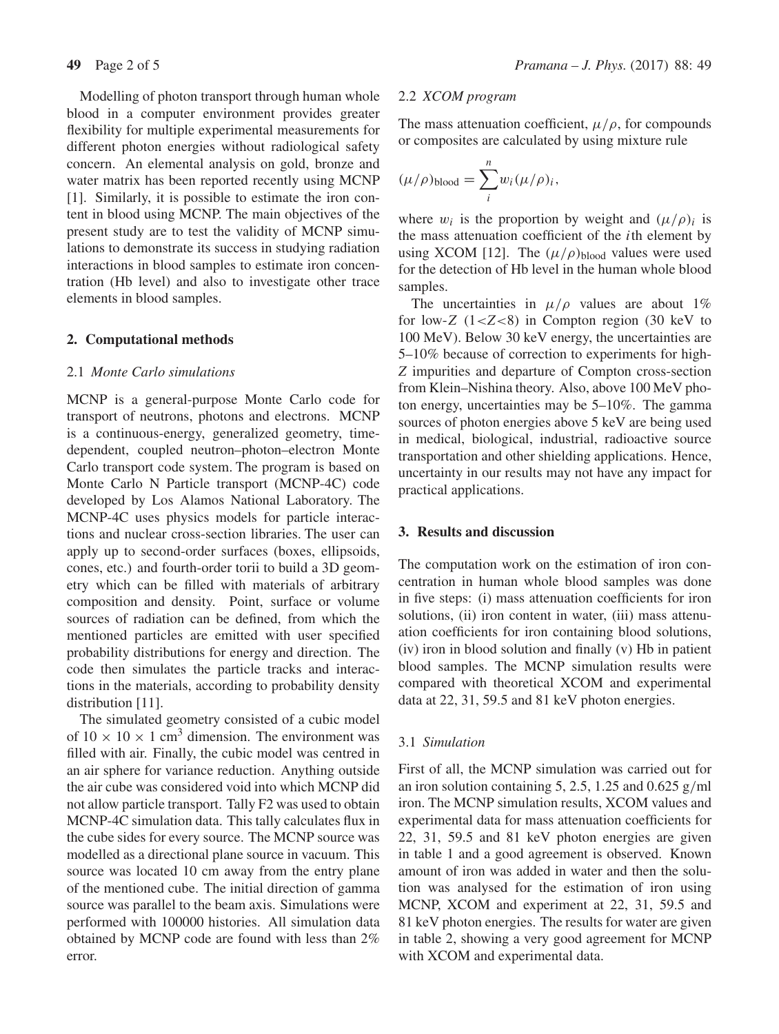Modelling of photon transport through human whole blood in a computer environment provides greater flexibility for multiple experimental measurements for different photon energies without radiological safety concern. An elemental analysis on gold, bronze and water matrix has been reported recently using MCNP [1]. Similarly, it is possible to estimate the iron content in blood using MCNP. The main objectives of the present study are to test the validity of MCNP simulations to demonstrate its success in studying radiation interactions in blood samples to estimate iron concentration (Hb level) and also to investigate other trace elements in blood samples.

## 2. Computational methods

### 2.1 *Monte Carlo simulations*

MCNP is a general-purpose Monte Carlo code for transport of neutrons, photons and electrons. MCNP is a continuous-energy, generalized geometry, time-dependent, coupled neutron–photon–electron Monte Carlo transport code system. The program is based on Monte Carlo N Particle transport (MCNP-4C) code developed by Los Alamos National Laboratory. The MCNP-4C uses physics models for particle interactions and nuclear cross-section libraries. The user can apply up to second-order surfaces (boxes, ellipsoids, cones, etc.) and fourth-order torii to build a 3D geometry which can be filled with materials of arbitrary composition and density. Point, surface or volume sources of radiation can be defined, from which the mentioned particles are emitted with user specified probability distributions for energy and direction. The code then simulates the particle tracks and interactions in the materials, according to probability density distribution [11].

The simulated geometry consisted of a cubic model of $10 \times 10 \times 1$ cm$^3$ dimension. The environment was filled with air. Finally, the cubic model was centred in an air sphere for variance reduction. Anything outside the air cube was considered void into which MCNP did not allow particle transport. Tally F2 was used to obtain MCNP-4C simulation data. This tally calculates flux in the cube sides for every source. The MCNP source was modelled as a directional plane source in vacuum. This source was located 10 cm away from the entry plane of the mentioned cube. The initial direction of gamma source was parallel to the beam axis. Simulations were performed with 100000 histories. All simulation data obtained by MCNP code are found with less than 2% error.

### 2.2 *XCOM program*

The mass attenuation coefficient, $\mu/\rho$, for compounds or composites are calculated by using mixture rule

$$(\mu/\rho)_{\text{blood}} = \sum_{i}^{n} w_i (\mu/\rho)_i,$$

where $w_i$ is the proportion by weight and $(\mu/\rho)_i$ is the mass attenuation coefficient of the $i$th element by using XCOM [12]. The $(\mu/\rho)_{\text{blood}}$ values were used for the detection of Hb level in the human whole blood samples.

The uncertainties in $\mu/\rho$ values are about 1% for low-$Z$ ($1<Z<8$) in Compton region (30 keV to 100 MeV). Below 30 keV energy, the uncertainties are 5–10% because of correction to experiments for high-$Z$ impurities and departure of Compton cross-section from Klein–Nishina theory. Also, above 100 MeV photon energy, uncertainties may be 5–10%. The gamma sources of photon energies above 5 keV are being used in medical, biological, industrial, radioactive source transportation and other shielding applications. Hence, uncertainty in our results may not have any impact for practical applications.

## 3. Results and discussion

The computation work on the estimation of iron concentration in human whole blood samples was done in five steps: (i) mass attenuation coefficients for iron solutions, (ii) iron content in water, (iii) mass attenuation coefficients for iron containing blood solutions, (iv) iron in blood solution and finally (v) Hb in patient blood samples. The MCNP simulation results were compared with theoretical XCOM and experimental data at 22, 31, 59.5 and 81 keV photon energies.

### 3.1 *Simulation*

First of all, the MCNP simulation was carried out for an iron solution containing 5, 2.5, 1.25 and 0.625 g/ml iron. The MCNP simulation results, XCOM values and experimental data for mass attenuation coefficients for 22, 31, 59.5 and 81 keV photon energies are given in table 1 and a good agreement is observed. Known amount of iron was added in water and then the solution was analysed for the estimation of iron using MCNP, XCOM and experiment at 22, 31, 59.5 and 81 keV photon energies. The results for water are given in table 2, showing a very good agreement for MCNP with XCOM and experimental data.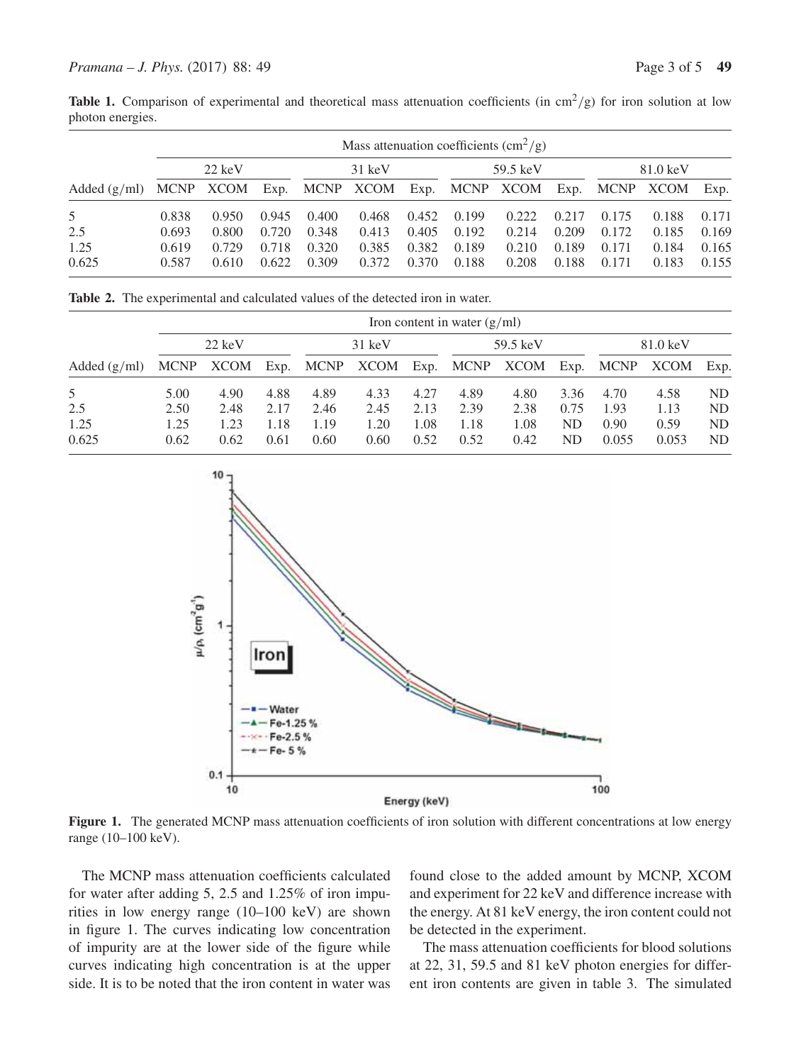**Table 1.** Comparison of experimental and theoretical mass attenuation coefficients (in $cm^2/g$) for iron solution at low photon energies.

| | Mass attenuation coefficients ($cm^2/g$) | | | | | | | | | | | |
|---|---|---|---|---|---|---|---|---|---|---|---|---|
| | 22 keV | | | 31 keV | | | 59.5 keV | | | 81.0 keV | | |
| Added (g/ml) | MCNP | XCOM | Exp. | MCNP | XCOM | Exp. | MCNP | XCOM | Exp. | MCNP | XCOM | Exp. |
| 5 | 0.838 | 0.950 | 0.945 | 0.400 | 0.468 | 0.452 | 0.199 | 0.222 | 0.217 | 0.175 | 0.188 | 0.171 |
| 2.5 | 0.693 | 0.800 | 0.720 | 0.348 | 0.413 | 0.405 | 0.192 | 0.214 | 0.209 | 0.172 | 0.185 | 0.169 |
| 1.25 | 0.619 | 0.729 | 0.718 | 0.320 | 0.385 | 0.382 | 0.189 | 0.210 | 0.189 | 0.171 | 0.184 | 0.165 |
| 0.625 | 0.587 | 0.610 | 0.622 | 0.309 | 0.372 | 0.370 | 0.188 | 0.208 | 0.188 | 0.171 | 0.183 | 0.155 |

**Table 2.** The experimental and calculated values of the detected iron in water.

| | Iron content in water (g/ml) | | | | | | | | | | | |
|---|---|---|---|---|---|---|---|---|---|---|---|---|
| | 22 keV | | | 31 keV | | | 59.5 keV | | | 81.0 keV | | |
| Added (g/ml) | MCNP | XCOM | Exp. | MCNP | XCOM | Exp. | MCNP | XCOM | Exp. | MCNP | XCOM | Exp. |
| 5 | 5.00 | 4.90 | 4.88 | 4.89 | 4.33 | 4.27 | 4.89 | 4.80 | 3.36 | 4.70 | 4.58 | ND |
| 2.5 | 2.50 | 2.48 | 2.17 | 2.46 | 2.45 | 2.13 | 2.39 | 2.38 | 0.75 | 1.93 | 1.13 | ND |
| 1.25 | 1.25 | 1.23 | 1.18 | 1.19 | 1.20 | 1.08 | 1.18 | 1.08 | ND | 0.90 | 0.59 | ND |
| 0.625 | 0.62 | 0.62 | 0.61 | 0.60 | 0.60 | 0.52 | 0.52 | 0.42 | ND | 0.055 | 0.053 | ND |

**Figure 1.** The generated MCNP mass attenuation coefficients of iron solution with different concentrations at low energy range (10–100 keV).

The MCNP mass attenuation coefficients calculated for water after adding 5, 2.5 and 1.25% of iron impurities in low energy range (10–100 keV) are shown in figure 1. The curves indicating low concentration of impurity are at the lower side of the figure while curves indicating high concentration is at the upper side. It is to be noted that the iron content in water was found close to the added amount by MCNP, XCOM and experiment for 22 keV and difference increase with the energy. At 81 keV energy, the iron content could not be detected in the experiment.

The mass attenuation coefficients for blood solutions at 22, 31, 59.5 and 81 keV photon energies for different iron contents are given in table 3. The simulated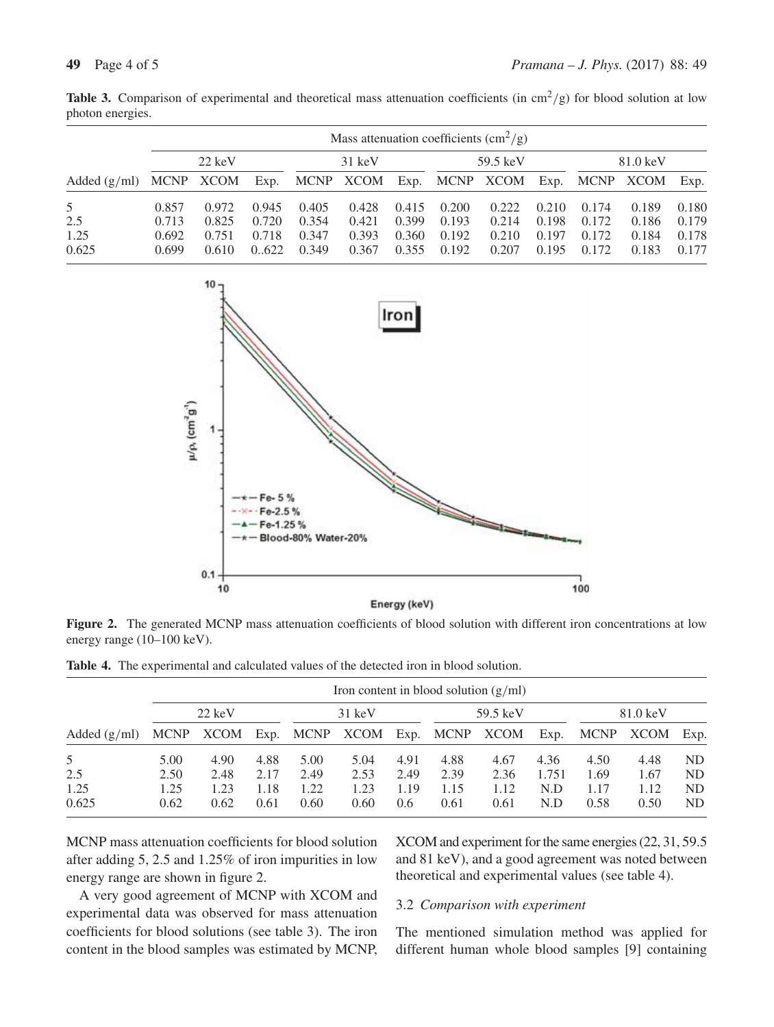**Table 3.** Comparison of experimental and theoretical mass attenuation coefficients (in $cm^2/g$) for blood solution at low photon energies.

| | Mass attenuation coefficients ($cm^2/g$) | | | | | | | | | | | |
|---|---|---|---|---|---|---|---|---|---|---|---|---|
| | 22 keV | | | 31 keV | | | 59.5 keV | | | 81.0 keV | | |
| Added (g/ml) | MCNP | XCOM | Exp. | MCNP | XCOM | Exp. | MCNP | XCOM | Exp. | MCNP | XCOM | Exp. |
| 5 | 0.857 | 0.972 | 0.945 | 0.405 | 0.428 | 0.415 | 0.200 | 0.222 | 0.210 | 0.174 | 0.189 | 0.180 |
| 2.5 | 0.713 | 0.825 | 0.720 | 0.354 | 0.421 | 0.399 | 0.193 | 0.214 | 0.198 | 0.172 | 0.186 | 0.179 |
| 1.25 | 0.692 | 0.751 | 0.718 | 0.347 | 0.393 | 0.360 | 0.192 | 0.210 | 0.197 | 0.172 | 0.184 | 0.178 |
| 0.625 | 0.699 | 0.610 | 0..622 | 0.349 | 0.367 | 0.355 | 0.192 | 0.207 | 0.195 | 0.172 | 0.183 | 0.177 |

**Figure 2.** The generated MCNP mass attenuation coefficients of blood solution with different iron concentrations at low energy range (10–100 keV).

**Table 4.** The experimental and calculated values of the detected iron in blood solution.

| | Iron content in blood solution (g/ml) | | | | | | | | | | | |
|---|---|---|---|---|---|---|---|---|---|---|---|---|
| | 22 keV | | | 31 keV | | | 59.5 keV | | | 81.0 keV | | |
| Added (g/ml) | MCNP | XCOM | Exp. | MCNP | XCOM | Exp. | MCNP | XCOM | Exp. | MCNP | XCOM | Exp. |
| 5 | 5.00 | 4.90 | 4.88 | 5.00 | 5.04 | 4.91 | 4.88 | 4.67 | 4.36 | 4.50 | 4.48 | ND |
| 2.5 | 2.50 | 2.48 | 2.17 | 2.49 | 2.53 | 2.49 | 2.39 | 2.36 | 1.751 | 1.69 | 1.67 | ND |
| 1.25 | 1.25 | 1.23 | 1.18 | 1.22 | 1.23 | 1.19 | 1.15 | 1.12 | N.D | 1.17 | 1.12 | ND |
| 0.625 | 0.62 | 0.62 | 0.61 | 0.60 | 0.60 | 0.6 | 0.61 | 0.61 | N.D | 0.58 | 0.50 | ND |

MCNP mass attenuation coefficients for blood solution after adding 5, 2.5 and 1.25% of iron impurities in low energy range are shown in figure 2.

A very good agreement of MCNP with XCOM and experimental data was observed for mass attenuation coefficients for blood solutions (see table 3). The iron content in the blood samples was estimated by MCNP, XCOM and experiment for the same energies (22, 31, 59.5 and 81 keV), and a good agreement was noted between theoretical and experimental values (see table 4).

### 3.2 *Comparison with experiment*

The mentioned simulation method was applied for different human whole blood samples [9] containing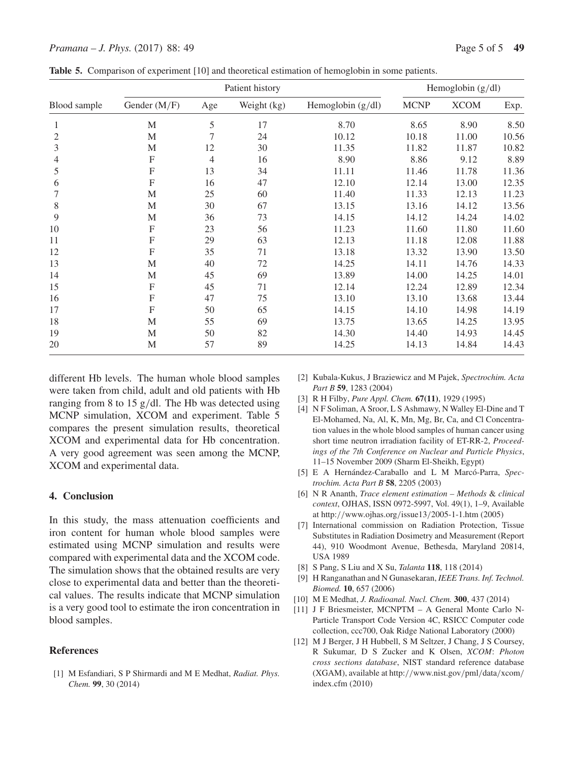**Table 5.** Comparison of experiment [10] and theoretical estimation of hemoglobin in some patients.

| Blood sample | Patient history | | | | Hemoglobin (g/dl) | | |
|---|---|---|---|---|---|---|---|
| | Gender (M/F) | Age | Weight (kg) | Hemoglobin (g/dl) | MCNP | XCOM | Exp. |
| 1 | M | 5 | 17 | 8.70 | 8.65 | 8.90 | 8.50 |
| 2 | M | 7 | 24 | 10.12 | 10.18 | 11.00 | 10.56 |
| 3 | M | 12 | 30 | 11.35 | 11.82 | 11.87 | 10.82 |
| 4 | F | 4 | 16 | 8.90 | 8.86 | 9.12 | 8.89 |
| 5 | F | 13 | 34 | 11.11 | 11.46 | 11.78 | 11.36 |
| 6 | F | 16 | 47 | 12.10 | 12.14 | 13.00 | 12.35 |
| 7 | M | 25 | 60 | 11.40 | 11.33 | 12.13 | 11.23 |
| 8 | M | 30 | 67 | 13.15 | 13.16 | 14.12 | 13.56 |
| 9 | M | 36 | 73 | 14.15 | 14.12 | 14.24 | 14.02 |
| 10 | F | 23 | 56 | 11.23 | 11.60 | 11.80 | 11.60 |
| 11 | F | 29 | 63 | 12.13 | 11.18 | 12.08 | 11.88 |
| 12 | F | 35 | 71 | 13.18 | 13.32 | 13.90 | 13.50 |
| 13 | M | 40 | 72 | 14.25 | 14.11 | 14.76 | 14.33 |
| 14 | M | 45 | 69 | 13.89 | 14.00 | 14.25 | 14.01 |
| 15 | F | 45 | 71 | 12.14 | 12.24 | 12.89 | 12.34 |
| 16 | F | 47 | 75 | 13.10 | 13.10 | 13.68 | 13.44 |
| 17 | F | 50 | 65 | 14.15 | 14.10 | 14.98 | 14.19 |
| 18 | M | 55 | 69 | 13.75 | 13.65 | 14.25 | 13.95 |
| 19 | M | 50 | 82 | 14.30 | 14.40 | 14.93 | 14.45 |
| 20 | M | 57 | 89 | 14.25 | 14.13 | 14.84 | 14.43 |

different Hb levels. The human whole blood samples were taken from child, adult and old patients with Hb ranging from 8 to 15 g/dl. The Hb was detected using MCNP simulation, XCOM and experiment. Table 5 compares the present simulation results, theoretical XCOM and experimental data for Hb concentration. A very good agreement was seen among the MCNP, XCOM and experimental data.

## 4. Conclusion

In this study, the mass attenuation coefficients and iron content for human whole blood samples were estimated using MCNP simulation and results were compared with experimental data and the XCOM code. The simulation shows that the obtained results are very close to experimental data and better than the theoretical values. The results indicate that MCNP simulation is a very good tool to estimate the iron concentration in blood samples.

## References

[1] M Esfandiari, S P Shirmardi and M E Medhat, *Radiat. Phys. Chem.* **99**, 30 (2014)

[2] Kubala-Kukus, J Braziewicz and M Pajek, *Spectrochim. Acta Part B* **59**, 1283 (2004)

[3] R H Filby, *Pure Appl. Chem.* **67(11)**, 1929 (1995)

[4] N F Soliman, A Sroor, L S Ashmawy, N Walley El-Dine and T El-Mohamed, Na, Al, K, Mn, Mg, Br, Ca, and Cl Concentration values in the whole blood samples of human cancer using short time neutron irradiation facility of ET-RR-2, *Proceedings of the 7th Conference on Nuclear and Particle Physics*, 11–15 November 2009 (Sharm El-Sheikh, Egypt)

[5] E A Hernández-Caraballo and L M Marcó-Parra, *Spectrochim. Acta Part B* **58**, 2205 (2003)

[6] N R Ananth, *Trace element estimation – Methods* & *clinical context*, OJHAS, ISSN 0972-5997, Vol. 49(1), 1–9, Available at http://www.ojhas.org/issue13/2005-1-1.htm (2005)

[7] International commission on Radiation Protection, Tissue Substitutes in Radiation Dosimetry and Measurement (Report 44), 910 Woodmont Avenue, Bethesda, Maryland 20814, USA 1989

[8] S Pang, S Liu and X Su, *Talanta* **118**, 118 (2014)

[9] H Ranganathan and N Gunasekaran, *IEEE Trans. Inf. Technol. Biomed.* **10**, 657 (2006)

[10] M E Medhat, *J. Radioanal. Nucl. Chem.* **300**, 437 (2014)

[11] J F Briesmeister, MCNPTM – A General Monte Carlo N-Particle Transport Code Version 4C, RSICC Computer code collection, ccc700, Oak Ridge National Laboratory (2000)

[12] M J Berger, J H Hubbell, S M Seltzer, J Chang, J S Coursey, R Sukumar, D S Zucker and K Olsen, *XCOM*: *Photon cross sections database*, NIST standard reference database (XGAM), available at http://www.nist.gov/pml/data/xcom/index.cfm (2010)